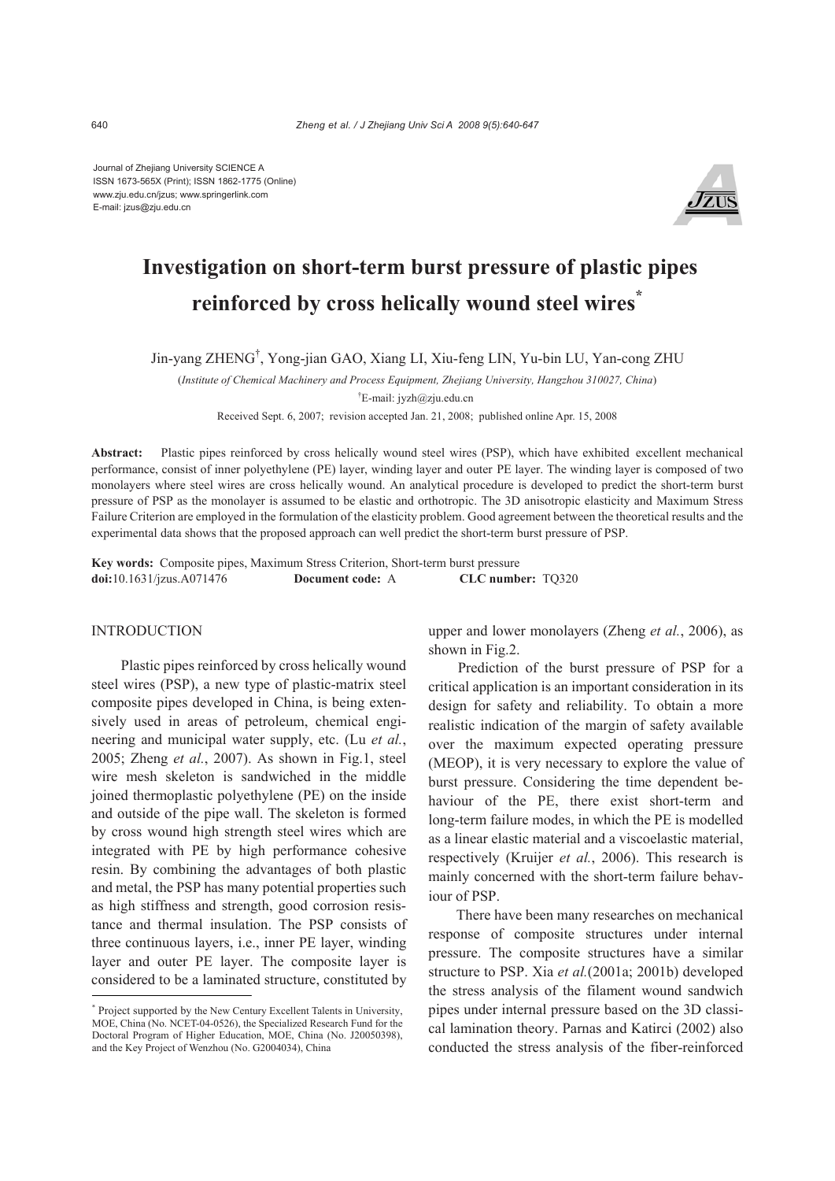Journal of Zhejiang University SCIENCE A
ISSN 1673-565X (Print); ISSN 1862-1775 (Online)
www.zju.edu.cn/jzus; www.springerlink.com
E-mail: jzus@zju.edu.cn

# Investigation on short-term burst pressure of plastic pipes reinforced by cross helically wound steel wires*

Jin-yang ZHENG†, Yong-jian GAO, Xiang LI, Xiu-feng LIN, Yu-bin LU, Yan-cong ZHU

(*Institute of Chemical Machinery and Process Equipment, Zhejiang University, Hangzhou 310027, China*)

†E-mail: jyzh@zju.edu.cn

Received Sept. 6, 2007; revision accepted Jan. 21, 2008; published online Apr. 15, 2008

**Abstract:** Plastic pipes reinforced by cross helically wound steel wires (PSP), which have exhibited excellent mechanical performance, consist of inner polyethylene (PE) layer, winding layer and outer PE layer. The winding layer is composed of two monolayers where steel wires are cross helically wound. An analytical procedure is developed to predict the short-term burst pressure of PSP as the monolayer is assumed to be elastic and orthotropic. The 3D anisotropic elasticity and Maximum Stress Failure Criterion are employed in the formulation of the elasticity problem. Good agreement between the theoretical results and the experimental data shows that the proposed approach can well predict the short-term burst pressure of PSP.

**Key words:** Composite pipes, Maximum Stress Criterion, Short-term burst pressure
**doi:**10.1631/jzus.A071476 **Document code:** A **CLC number:** TQ320

## INTRODUCTION

Plastic pipes reinforced by cross helically wound steel wires (PSP), a new type of plastic-matrix steel composite pipes developed in China, is being extensively used in areas of petroleum, chemical engineering and municipal water supply, etc. (Lu *et al.*, 2005; Zheng *et al.*, 2007). As shown in Fig.1, steel wire mesh skeleton is sandwiched in the middle joined thermoplastic polyethylene (PE) on the inside and outside of the pipe wall. The skeleton is formed by cross wound high strength steel wires which are integrated with PE by high performance cohesive resin. By combining the advantages of both plastic and metal, the PSP has many potential properties such as high stiffness and strength, good corrosion resistance and thermal insulation. The PSP consists of three continuous layers, i.e., inner PE layer, winding layer and outer PE layer. The composite layer is considered to be a laminated structure, constituted by upper and lower monolayers (Zheng *et al.*, 2006), as shown in Fig.2.

Prediction of the burst pressure of PSP for a critical application is an important consideration in its design for safety and reliability. To obtain a more realistic indication of the margin of safety available over the maximum expected operating pressure (MEOP), it is very necessary to explore the value of burst pressure. Considering the time dependent behaviour of the PE, there exist short-term and long-term failure modes, in which the PE is modelled as a linear elastic material and a viscoelastic material, respectively (Kruijer *et al.*, 2006). This research is mainly concerned with the short-term failure behaviour of PSP.

There have been many researches on mechanical response of composite structures under internal pressure. The composite structures have a similar structure to PSP. Xia *et al.*(2001a; 2001b) developed the stress analysis of the filament wound sandwich pipes under internal pressure based on the 3D classical lamination theory. Parnas and Katirci (2002) also conducted the stress analysis of the fiber-reinforced

---

* Project supported by the New Century Excellent Talents in University, MOE, China (No. NCET-04-0526), the Specialized Research Fund for the Doctoral Program of Higher Education, MOE, China (No. J20050398), and the Key Project of Wenzhou (No. G2004034), China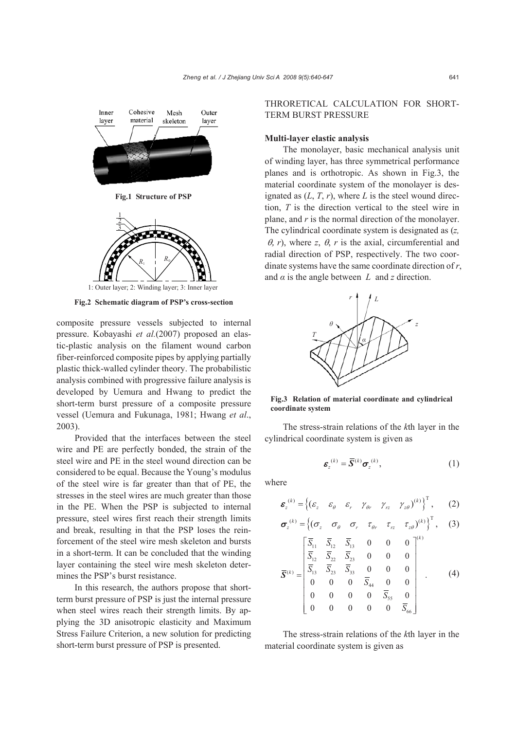Fig.1 Structure of PSP

Fig.2 Schematic diagram of PSP's cross-section

1: Outer layer; 2: Winding layer; 3: Inner layer

composite pressure vessels subjected to internal pressure. Kobayashi *et al.*(2007) proposed an elastic-plastic analysis on the filament wound carbon fiber-reinforced composite pipes by applying partially plastic thick-walled cylinder theory. The probabilistic analysis combined with progressive failure analysis is developed by Uemura and Hwang to predict the short-term burst pressure of a composite pressure vessel (Uemura and Fukunaga, 1981; Hwang *et al*., 2003).

Provided that the interfaces between the steel wire and PE are perfectly bonded, the strain of the steel wire and PE in the steel wound direction can be considered to be equal. Because the Young's modulus of the steel wire is far greater than that of PE, the stresses in the steel wires are much greater than those in the PE. When the PSP is subjected to internal pressure, steel wires first reach their strength limits and break, resulting in that the PSP loses the reinforcement of the steel wire mesh skeleton and bursts in a short-term. It can be concluded that the winding layer containing the steel wire mesh skeleton determines the PSP's burst resistance.

In this research, the authors propose that short-term burst pressure of PSP is just the internal pressure when steel wires reach their strength limits. By applying the 3D anisotropic elasticity and Maximum Stress Failure Criterion, a new solution for predicting short-term burst pressure of PSP is presented.

## THRORETICAL CALCULATION FOR SHORT-TERM BURST PRESSURE

### Multi-layer elastic analysis

The monolayer, basic mechanical analysis unit of winding layer, has three symmetrical performance planes and is orthotropic. As shown in Fig.3, the material coordinate system of the monolayer is designated as ($L$, $T$, $r$), where $L$ is the steel wound direction, $T$ is the direction vertical to the steel wire in plane, and $r$ is the normal direction of the monolayer. The cylindrical coordinate system is designated as ($z$, $\theta$, $r$), where $z$, $\theta$, $r$ is the axial, circumferential and radial direction of PSP, respectively. The two coordinate systems have the same coordinate direction of $r$, and $\alpha$ is the angle between $L$ and $z$ direction.

Fig.3 Relation of material coordinate and cylindrical coordinate system

The stress-strain relations of the $k$th layer in the cylindrical coordinate system is given as

$$\boldsymbol{\varepsilon}_z^{(k)} = \overline{\boldsymbol{S}}^{(k)} \boldsymbol{\sigma}_z^{(k)}, \tag{1}$$

where

$$\boldsymbol{\varepsilon}_z^{(k)} = \left\{ \left( \varepsilon_z \quad \varepsilon_\theta \quad \varepsilon_r \quad \gamma_{\theta r} \quad \gamma_{rz} \quad \gamma_{z\theta} \right)^{(k)} \right\}^{\mathrm{T}}, \tag{2}$$

$$\boldsymbol{\sigma}_z^{(k)} = \left\{ \left( \sigma_z \quad \sigma_\theta \quad \sigma_r \quad \tau_{\theta r} \quad \tau_{rz} \quad \tau_{z\theta} \right)^{(k)} \right\}^{\mathrm{T}}, \tag{3}$$

$$\overline{\boldsymbol{S}}^{(k)} = \begin{bmatrix} \overline{S}_{11} & \overline{S}_{12} & \overline{S}_{13} & 0 & 0 & 0 \\ \overline{S}_{12} & \overline{S}_{22} & \overline{S}_{23} & 0 & 0 & 0 \\ \overline{S}_{13} & \overline{S}_{23} & \overline{S}_{33} & 0 & 0 & 0 \\ 0 & 0 & 0 & \overline{S}_{44} & 0 & 0 \\ 0 & 0 & 0 & 0 & \overline{S}_{55} & 0 \\ 0 & 0 & 0 & 0 & 0 & \overline{S}_{66} \end{bmatrix}^{(k)}. \tag{4}$$

The stress-strain relations of the $k$th layer in the material coordinate system is given as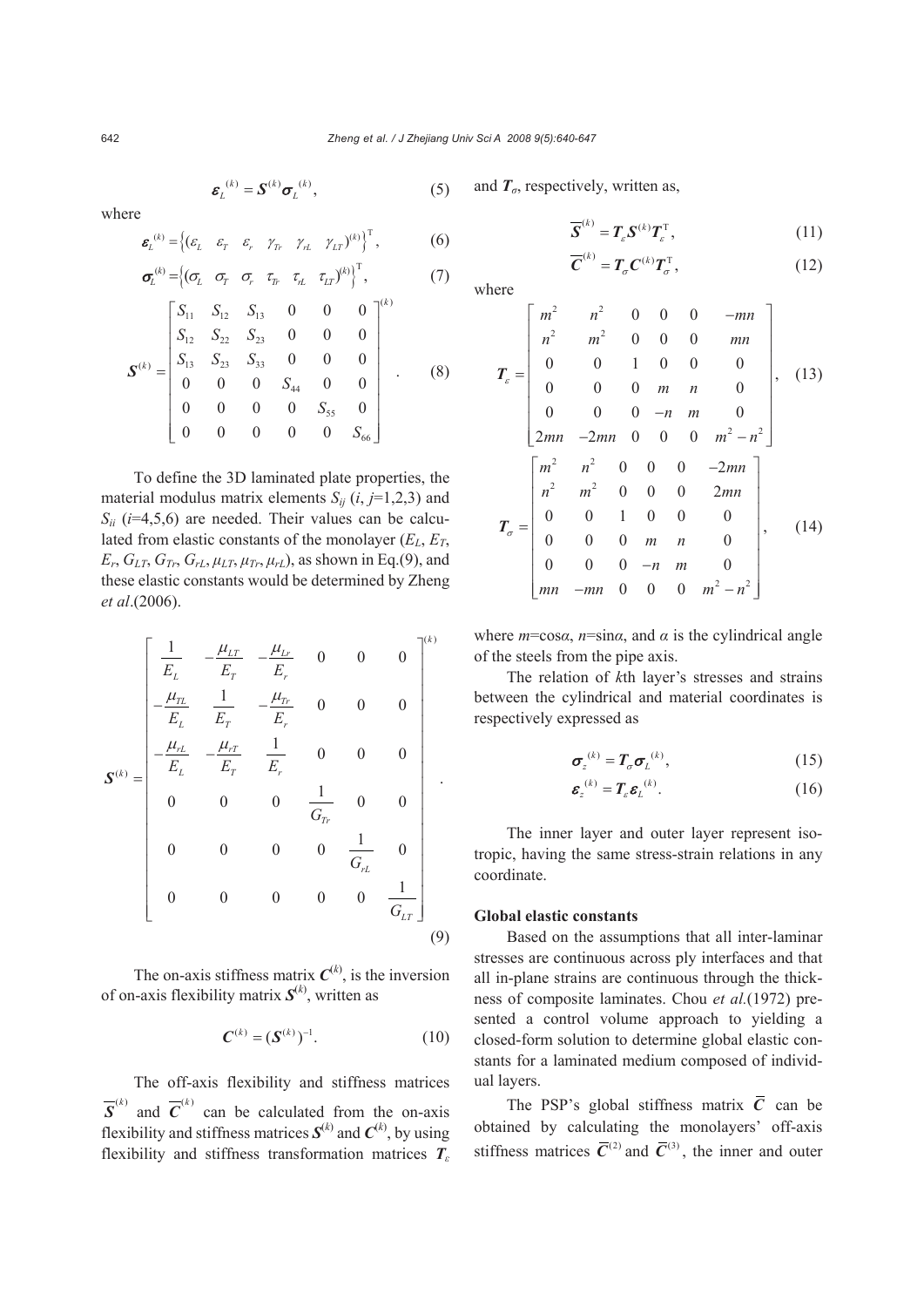$$\boldsymbol{\varepsilon}_L^{(k)} = \boldsymbol{S}^{(k)} \boldsymbol{\sigma}_L^{(k)}, \tag{5}$$

where

$$\boldsymbol{\varepsilon}_L^{(k)} = \left\{ (\varepsilon_L \quad \varepsilon_T \quad \varepsilon_r \quad \gamma_{Tr} \quad \gamma_{rL} \quad \gamma_{LT})^{(k)} \right\}^{\mathrm{T}}, \tag{6}$$

$$\boldsymbol{\sigma}_L^{(k)} = \left\{ (\sigma_L \quad \sigma_T \quad \sigma_r \quad \tau_{Tr} \quad \tau_{rL} \quad \tau_{LT})^{(k)} \right\}^{\mathrm{T}}, \tag{7}$$

$$\boldsymbol{S}^{(k)} = \begin{bmatrix} S_{11} & S_{12} & S_{13} & 0 & 0 & 0 \\ S_{12} & S_{22} & S_{23} & 0 & 0 & 0 \\ S_{13} & S_{23} & S_{33} & 0 & 0 & 0 \\ 0 & 0 & 0 & S_{44} & 0 & 0 \\ 0 & 0 & 0 & 0 & S_{55} & 0 \\ 0 & 0 & 0 & 0 & 0 & S_{66} \end{bmatrix}^{(k)}. \tag{8}$$

To define the 3D laminated plate properties, the material modulus matrix elements $S_{ij}$ ($i$, $j$=1,2,3) and $S_{ii}$ ($i$=4,5,6) are needed. Their values can be calculated from elastic constants of the monolayer ($E_L$, $E_T$, $E_r$, $G_{LT}$, $G_{Tr}$, $G_{rL}$, $\mu_{LT}$, $\mu_{Tr}$, $\mu_{rL}$), as shown in Eq.(9), and these elastic constants would be determined by Zheng *et al*.(2006).

$$\boldsymbol{S}^{(k)} = \begin{bmatrix} \dfrac{1}{E_L} & -\dfrac{\mu_{LT}}{E_T} & -\dfrac{\mu_{Lr}}{E_r} & 0 & 0 & 0 \\ -\dfrac{\mu_{TL}}{E_L} & \dfrac{1}{E_T} & -\dfrac{\mu_{Tr}}{E_r} & 0 & 0 & 0 \\ -\dfrac{\mu_{rL}}{E_L} & -\dfrac{\mu_{rT}}{E_T} & \dfrac{1}{E_r} & 0 & 0 & 0 \\ 0 & 0 & 0 & \dfrac{1}{G_{Tr}} & 0 & 0 \\ 0 & 0 & 0 & 0 & \dfrac{1}{G_{rL}} & 0 \\ 0 & 0 & 0 & 0 & 0 & \dfrac{1}{G_{LT}} \end{bmatrix}^{(k)}. \tag{9}$$

The on-axis stiffness matrix $\boldsymbol{C}^{(k)}$, is the inversion of on-axis flexibility matrix $\boldsymbol{S}^{(k)}$, written as

$$\boldsymbol{C}^{(k)} = (\boldsymbol{S}^{(k)})^{-1}. \tag{10}$$

The off-axis flexibility and stiffness matrices $\overline{\boldsymbol{S}}^{(k)}$ and $\overline{\boldsymbol{C}}^{(k)}$ can be calculated from the on-axis flexibility and stiffness matrices $\boldsymbol{S}^{(k)}$ and $\boldsymbol{C}^{(k)}$, by using flexibility and stiffness transformation matrices $\boldsymbol{T}_\varepsilon$ and $\boldsymbol{T}_\sigma$, respectively, written as,

$$\overline{\boldsymbol{S}}^{(k)} = \boldsymbol{T}_\varepsilon \boldsymbol{S}^{(k)} \boldsymbol{T}_\varepsilon^{\mathrm{T}}, \tag{11}$$

$$\overline{\boldsymbol{C}}^{(k)} = \boldsymbol{T}_\sigma \boldsymbol{C}^{(k)} \boldsymbol{T}_\sigma^{\mathrm{T}}, \tag{12}$$

where

$$\boldsymbol{T}_\varepsilon = \begin{bmatrix} m^2 & n^2 & 0 & 0 & 0 & -mn \\ n^2 & m^2 & 0 & 0 & 0 & mn \\ 0 & 0 & 1 & 0 & 0 & 0 \\ 0 & 0 & 0 & m & n & 0 \\ 0 & 0 & 0 & -n & m & 0 \\ 2mn & -2mn & 0 & 0 & 0 & m^2-n^2 \end{bmatrix}, \tag{13}$$

$$\boldsymbol{T}_\sigma = \begin{bmatrix} m^2 & n^2 & 0 & 0 & 0 & -2mn \\ n^2 & m^2 & 0 & 0 & 0 & 2mn \\ 0 & 0 & 1 & 0 & 0 & 0 \\ 0 & 0 & 0 & m & n & 0 \\ 0 & 0 & 0 & -n & m & 0 \\ mn & -mn & 0 & 0 & 0 & m^2-n^2 \end{bmatrix}, \tag{14}$$

where $m$=cos$\alpha$, $n$=sin$\alpha$, and $\alpha$ is the cylindrical angle of the steels from the pipe axis.

The relation of $k$th layer's stresses and strains between the cylindrical and material coordinates is respectively expressed as

$$\boldsymbol{\sigma}_z^{(k)} = \boldsymbol{T}_\sigma \boldsymbol{\sigma}_L^{(k)}, \tag{15}$$

$$\boldsymbol{\varepsilon}_z^{(k)} = \boldsymbol{T}_\varepsilon \boldsymbol{\varepsilon}_L^{(k)}. \tag{16}$$

The inner layer and outer layer represent isotropic, having the same stress-strain relations in any coordinate.

### Global elastic constants

Based on the assumptions that all inter-laminar stresses are continuous across ply interfaces and that all in-plane strains are continuous through the thickness of composite laminates. Chou *et al.*(1972) presented a control volume approach to yielding a closed-form solution to determine global elastic constants for a laminated medium composed of individual layers.

The PSP's global stiffness matrix $\overline{\boldsymbol{C}}$ can be obtained by calculating the monolayers' off-axis stiffness matrices $\overline{\boldsymbol{C}}^{(2)}$ and $\overline{\boldsymbol{C}}^{(3)}$, the inner and outer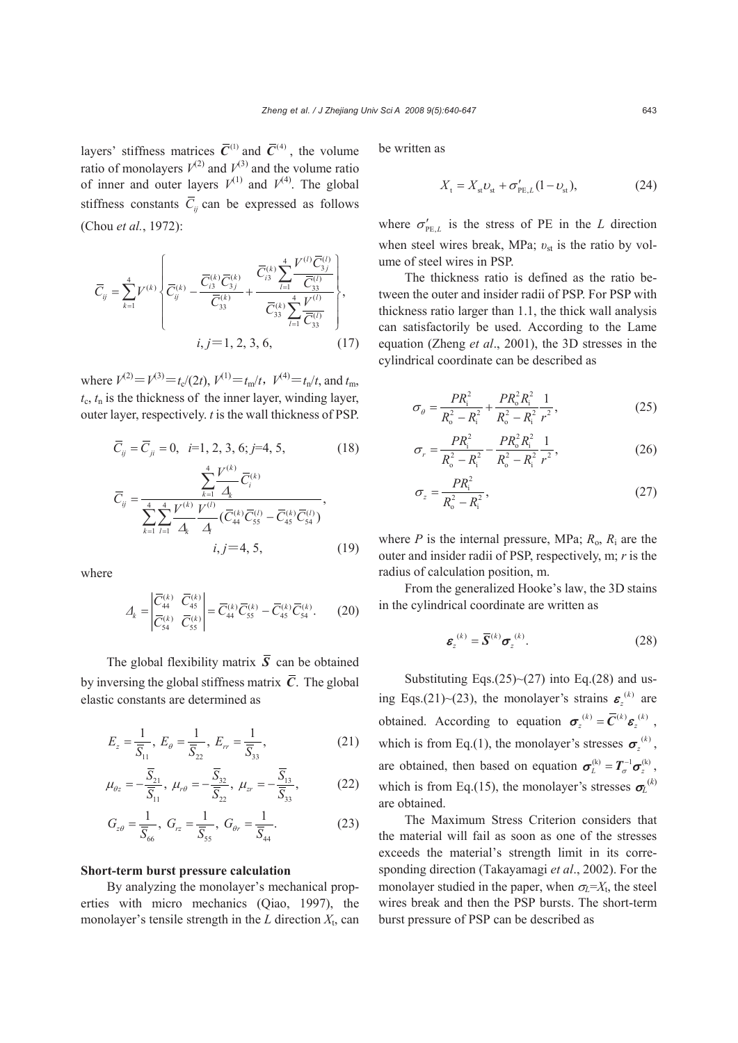layers' stiffness matrices $\bar{\boldsymbol{C}}^{(1)}$ and $\bar{\boldsymbol{C}}^{(4)}$, the volume ratio of monolayers $V^{(2)}$ and $V^{(3)}$ and the volume ratio of inner and outer layers $V^{(1)}$ and $V^{(4)}$. The global stiffness constants $\bar{C}_{ij}$ can be expressed as follows (Chou *et al.*, 1972):

$$\bar{C}_{ij}=\sum_{k=1}^{4}V^{(k)}\left\{\bar{C}_{ij}^{(k)}-\frac{\bar{C}_{i3}^{(k)}\bar{C}_{3j}^{(k)}}{\bar{C}_{33}^{(k)}}+\frac{\bar{C}_{i3}^{(k)}\sum_{l=1}^{4}\frac{V^{(l)}\bar{C}_{3j}^{(l)}}{\bar{C}_{33}^{(l)}}}{\bar{C}_{33}^{(k)}\sum_{l=1}^{4}\frac{V^{(l)}}{\bar{C}_{33}^{(l)}}}\right\},\quad i,j=1,2,3,6, \tag{17}$$

where $V^{(2)}=V^{(3)}=t_c/(2t)$, $V^{(1)}=t_m/t$, $V^{(4)}=t_n/t$, and $t_m$, $t_c$, $t_n$ is the thickness of the inner layer, winding layer, outer layer, respectively. $t$ is the wall thickness of PSP.

$$\bar{C}_{ij}=\bar{C}_{ji}=0,\quad i=1,2,3,6;\ j=4,5, \tag{18}$$

$$\bar{C}_{ij}=\frac{\sum_{k=1}^{4}\frac{V^{(k)}}{\Delta_k}\bar{C}_{i}^{(k)}}{\sum_{k=1}^{4}\sum_{l=1}^{4}\frac{V^{(k)}}{\Delta_k}\frac{V^{(l)}}{\Delta_l}(\bar{C}_{44}^{(k)}\bar{C}_{55}^{(l)}-\bar{C}_{45}^{(k)}\bar{C}_{54}^{(l)})},\quad i,j=4,5, \tag{19}$$

where

$$\Delta_k=\begin{vmatrix}\bar{C}_{44}^{(k)} & \bar{C}_{45}^{(k)}\\ \bar{C}_{54}^{(k)} & \bar{C}_{55}^{(k)}\end{vmatrix}=\bar{C}_{44}^{(k)}\bar{C}_{55}^{(k)}-\bar{C}_{45}^{(k)}\bar{C}_{54}^{(k)}. \tag{20}$$

The global flexibility matrix $\bar{\boldsymbol{S}}$ can be obtained by inversing the global stiffness matrix $\bar{\boldsymbol{C}}$. The global elastic constants are determined as

$$E_z=\frac{1}{\bar{S}_{11}},\ E_\theta=\frac{1}{\bar{S}_{22}},\ E_{rr}=\frac{1}{\bar{S}_{33}}, \tag{21}$$

$$\mu_{\theta z}=-\frac{\bar{S}_{21}}{\bar{S}_{11}},\ \mu_{r\theta}=-\frac{\bar{S}_{32}}{\bar{S}_{22}},\ \mu_{zr}=-\frac{\bar{S}_{13}}{\bar{S}_{33}}, \tag{22}$$

$$G_{z\theta}=\frac{1}{\bar{S}_{66}},\ G_{rz}=\frac{1}{\bar{S}_{55}},\ G_{\theta r}=\frac{1}{\bar{S}_{44}}. \tag{23}$$

**Short-term burst pressure calculation**

By analyzing the monolayer's mechanical properties with micro mechanics (Qiao, 1997), the monolayer's tensile strength in the $L$ direction $X_t$, can be written as

$$X_t=X_{st}\upsilon_{st}+\sigma'_{PE,L}(1-\upsilon_{st}), \tag{24}$$

where $\sigma'_{PE,L}$ is the stress of PE in the $L$ direction when steel wires break, MPa; $\upsilon_{st}$ is the ratio by volume of steel wires in PSP.

The thickness ratio is defined as the ratio between the outer and insider radii of PSP. For PSP with thickness ratio larger than 1.1, the thick wall analysis can satisfactorily be used. According to the Lame equation (Zheng *et al*., 2001), the 3D stresses in the cylindrical coordinate can be described as

$$\sigma_\theta=\frac{PR_i^2}{R_o^2-R_i^2}+\frac{PR_o^2R_i^2}{R_o^2-R_i^2}\frac{1}{r^2}, \tag{25}$$

$$\sigma_r=\frac{PR_i^2}{R_o^2-R_i^2}-\frac{PR_o^2R_i^2}{R_o^2-R_i^2}\frac{1}{r^2}, \tag{26}$$

$$\sigma_z=\frac{PR_i^2}{R_o^2-R_i^2}, \tag{27}$$

where $P$ is the internal pressure, MPa; $R_o$, $R_i$ are the outer and insider radii of PSP, respectively, m; $r$ is the radius of calculation position, m.

From the generalized Hooke's law, the 3D stains in the cylindrical coordinate are written as

$$\boldsymbol{\varepsilon}_z^{(k)}=\bar{\boldsymbol{S}}^{(k)}\boldsymbol{\sigma}_z^{(k)}. \tag{28}$$

Substituting Eqs.(25)~(27) into Eq.(28) and using Eqs.(21)~(23), the monolayer's strains $\boldsymbol{\varepsilon}_z^{(k)}$ are obtained. According to equation $\boldsymbol{\sigma}_z^{(k)}=\bar{\boldsymbol{C}}^{(k)}\boldsymbol{\varepsilon}_z^{(k)}$, which is from Eq.(1), the monolayer's stresses $\boldsymbol{\sigma}_z^{(k)}$, are obtained, then based on equation $\boldsymbol{\sigma}_L^{(k)}=\boldsymbol{T}_\sigma^{-1}\boldsymbol{\sigma}_z^{(k)}$, which is from Eq.(15), the monolayer's stresses $\boldsymbol{\sigma}_L^{(k)}$ are obtained.

The Maximum Stress Criterion considers that the material will fail as soon as one of the stresses exceeds the material's strength limit in its corresponding direction (Takayamagi *et al*., 2002). For the monolayer studied in the paper, when $\sigma_L=X_t$, the steel wires break and then the PSP bursts. The short-term burst pressure of PSP can be described as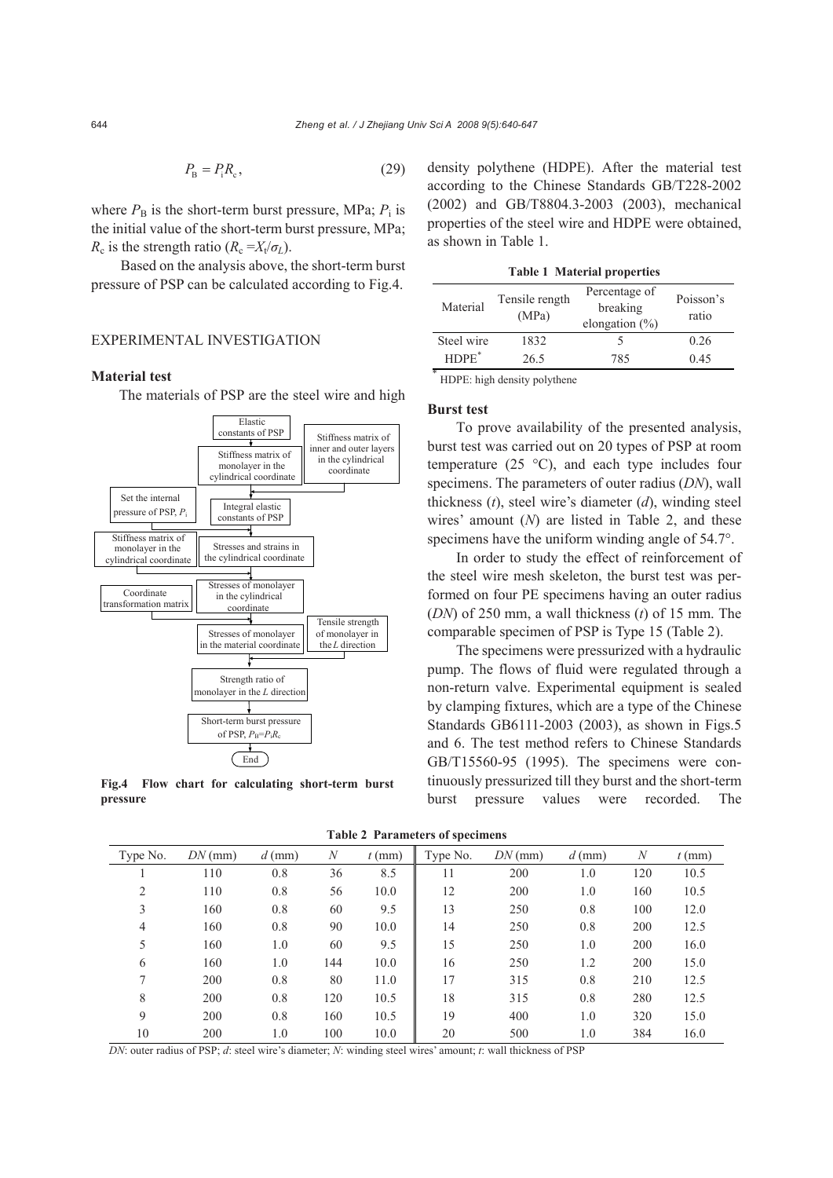$$P_B = P_i R_c, \tag{29}$$

where $P_B$ is the short-term burst pressure, MPa; $P_i$ is the initial value of the short-term burst pressure, MPa; $R_c$ is the strength ratio ($R_c = X_t/\sigma_L$).

Based on the analysis above, the short-term burst pressure of PSP can be calculated according to Fig.4.

**Fig.4 Flow chart for calculating short-term burst pressure**

## EXPERIMENTAL INVESTIGATION

### Material test

The materials of PSP are the steel wire and high density polythene (HDPE). After the material test according to the Chinese Standards GB/T228-2002 (2002) and GB/T8804.3-2003 (2003), mechanical properties of the steel wire and HDPE were obtained, as shown in Table 1.

**Table 1 Material properties**

| Material | Tensile rength (MPa) | Percentage of breaking elongation (%) | Poisson's ratio |
|---|---|---|---|
| Steel wire | 1832 | 5 | 0.26 |
| HDPE* | 26.5 | 785 | 0.45 |

\* HDPE: high density polythene

### Burst test

To prove availability of the presented analysis, burst test was carried out on 20 types of PSP at room temperature (25 °C), and each type includes four specimens. The parameters of outer radius (*DN*), wall thickness (*t*), steel wire's diameter (*d*), winding steel wires' amount (*N*) are listed in Table 2, and these specimens have the uniform winding angle of 54.7°.

In order to study the effect of reinforcement of the steel wire mesh skeleton, the burst test was performed on four PE specimens having an outer radius (*DN*) of 250 mm, a wall thickness (*t*) of 15 mm. The comparable specimen of PSP is Type 15 (Table 2).

The specimens were pressurized with a hydraulic pump. The flows of fluid were regulated through a non-return valve. Experimental equipment is sealed by clamping fixtures, which are a type of the Chinese Standards GB6111-2003 (2003), as shown in Figs.5 and 6. The test method refers to Chinese Standards GB/T15560-95 (1995). The specimens were continuously pressurized till they burst and the short-term burst pressure values were recorded. The

**Table 2 Parameters of specimens**

| Type No. | *DN* (mm) | *d* (mm) | *N* | *t* (mm) | Type No. | *DN* (mm) | *d* (mm) | *N* | *t* (mm) |
|---|---|---|---|---|---|---|---|---|---|
| 1 | 110 | 0.8 | 36 | 8.5 | 11 | 200 | 1.0 | 120 | 10.5 |
| 2 | 110 | 0.8 | 56 | 10.0 | 12 | 200 | 1.0 | 160 | 10.5 |
| 3 | 160 | 0.8 | 60 | 9.5 | 13 | 250 | 0.8 | 100 | 12.0 |
| 4 | 160 | 0.8 | 90 | 10.0 | 14 | 250 | 0.8 | 200 | 12.5 |
| 5 | 160 | 1.0 | 60 | 9.5 | 15 | 250 | 1.0 | 200 | 16.0 |
| 6 | 160 | 1.0 | 144 | 10.0 | 16 | 250 | 1.2 | 200 | 15.0 |
| 7 | 200 | 0.8 | 80 | 11.0 | 17 | 315 | 0.8 | 210 | 12.5 |
| 8 | 200 | 0.8 | 120 | 10.5 | 18 | 315 | 0.8 | 280 | 12.5 |
| 9 | 200 | 0.8 | 160 | 10.5 | 19 | 400 | 1.0 | 320 | 15.0 |
| 10 | 200 | 1.0 | 100 | 10.0 | 20 | 500 | 1.0 | 384 | 16.0 |

*DN*: outer radius of PSP; *d*: steel wire's diameter; *N*: winding steel wires' amount; *t*: wall thickness of PSP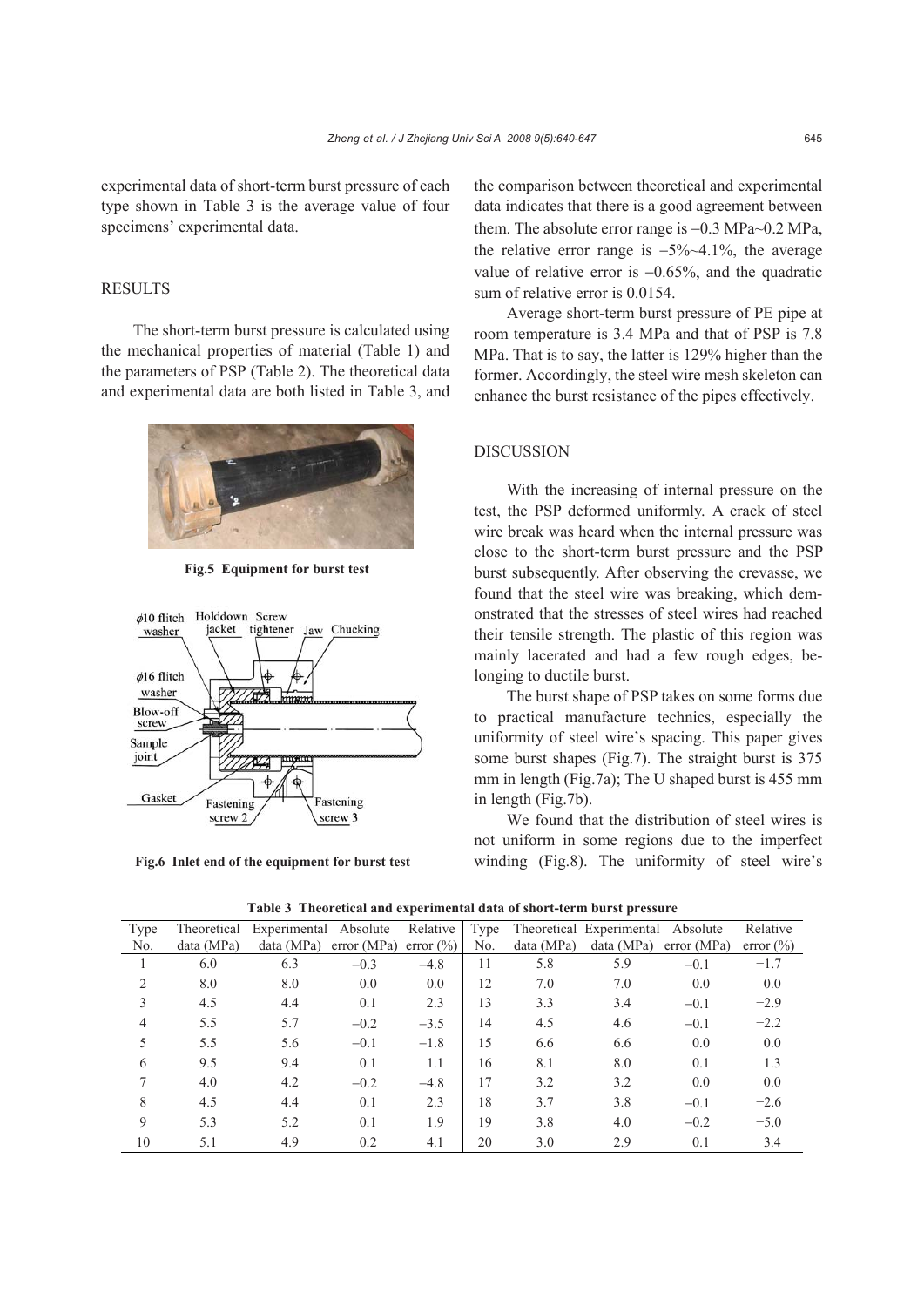experimental data of short-term burst pressure of each type shown in Table 3 is the average value of four specimens' experimental data.

## RESULTS

The short-term burst pressure is calculated using the mechanical properties of material (Table 1) and the parameters of PSP (Table 2). The theoretical data and experimental data are both listed in Table 3, and the comparison between theoretical and experimental data indicates that there is a good agreement between them. The absolute error range is −0.3 MPa~0.2 MPa, the relative error range is −5%~4.1%, the average value of relative error is −0.65%, and the quadratic sum of relative error is 0.0154.

Average short-term burst pressure of PE pipe at room temperature is 3.4 MPa and that of PSP is 7.8 MPa. That is to say, the latter is 129% higher than the former. Accordingly, the steel wire mesh skeleton can enhance the burst resistance of the pipes effectively.

**Fig.5 Equipment for burst test**

**Fig.6 Inlet end of the equipment for burst test**

## DISCUSSION

With the increasing of internal pressure on the test, the PSP deformed uniformly. A crack of steel wire break was heard when the internal pressure was close to the short-term burst pressure and the PSP burst subsequently. After observing the crevasse, we found that the steel wire was breaking, which demonstrated that the stresses of steel wires had reached their tensile strength. The plastic of this region was mainly lacerated and had a few rough edges, belonging to ductile burst.

The burst shape of PSP takes on some forms due to practical manufacture technics, especially the uniformity of steel wire's spacing. This paper gives some burst shapes (Fig.7). The straight burst is 375 mm in length (Fig.7a); The U shaped burst is 455 mm in length (Fig.7b).

We found that the distribution of steel wires is not uniform in some regions due to the imperfect winding (Fig.8). The uniformity of steel wire's

**Table 3 Theoretical and experimental data of short-term burst pressure**

| Type No. | Theoretical data (MPa) | Experimental data (MPa) | Absolute error (MPa) | Relative error (%) | Type No. | Theoretical data (MPa) | Experimental data (MPa) | Absolute error (MPa) | Relative error (%) |
|---|---|---|---|---|---|---|---|---|---|
| 1 | 6.0 | 6.3 | −0.3 | −4.8 | 11 | 5.8 | 5.9 | −0.1 | −1.7 |
| 2 | 8.0 | 8.0 | 0.0 | 0.0 | 12 | 7.0 | 7.0 | 0.0 | 0.0 |
| 3 | 4.5 | 4.4 | 0.1 | 2.3 | 13 | 3.3 | 3.4 | −0.1 | −2.9 |
| 4 | 5.5 | 5.7 | −0.2 | −3.5 | 14 | 4.5 | 4.6 | −0.1 | −2.2 |
| 5 | 5.5 | 5.6 | −0.1 | −1.8 | 15 | 6.6 | 6.6 | 0.0 | 0.0 |
| 6 | 9.5 | 9.4 | 0.1 | 1.1 | 16 | 8.1 | 8.0 | 0.1 | 1.3 |
| 7 | 4.0 | 4.2 | −0.2 | −4.8 | 17 | 3.2 | 3.2 | 0.0 | 0.0 |
| 8 | 4.5 | 4.4 | 0.1 | 2.3 | 18 | 3.7 | 3.8 | −0.1 | −2.6 |
| 9 | 5.3 | 5.2 | 0.1 | 1.9 | 19 | 3.8 | 4.0 | −0.2 | −5.0 |
| 10 | 5.1 | 4.9 | 0.2 | 4.1 | 20 | 3.0 | 2.9 | 0.1 | 3.4 |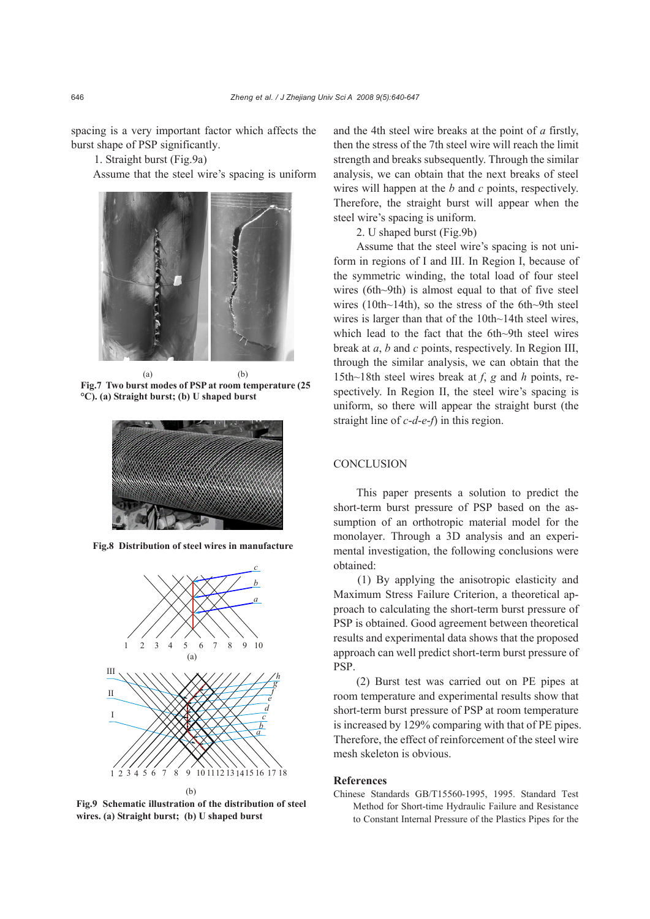spacing is a very important factor which affects the burst shape of PSP significantly.

1. Straight burst (Fig.9a)

Assume that the steel wire's spacing is uniform and the 4th steel wire breaks at the point of *a* firstly, then the stress of the 7th steel wire will reach the limit strength and breaks subsequently. Through the similar analysis, we can obtain that the next breaks of steel wires will happen at the *b* and *c* points, respectively. Therefore, the straight burst will appear when the steel wire's spacing is uniform.

**Fig.7 Two burst modes of PSP at room temperature (25 °C). (a) Straight burst; (b) U shaped burst**

**Fig.8 Distribution of steel wires in manufacture**

**Fig.9 Schematic illustration of the distribution of steel wires. (a) Straight burst; (b) U shaped burst**

2. U shaped burst (Fig.9b)

Assume that the steel wire's spacing is not uniform in regions of I and III. In Region I, because of the symmetric winding, the total load of four steel wires (6th~9th) is almost equal to that of five steel wires (10th~14th), so the stress of the 6th~9th steel wires is larger than that of the 10th~14th steel wires, which lead to the fact that the 6th~9th steel wires break at *a*, *b* and *c* points, respectively. In Region III, through the similar analysis, we can obtain that the 15th~18th steel wires break at *f*, *g* and *h* points, respectively. In Region II, the steel wire's spacing is uniform, so there will appear the straight burst (the straight line of *c*-*d*-*e*-*f*) in this region.

## CONCLUSION

This paper presents a solution to predict the short-term burst pressure of PSP based on the assumption of an orthotropic material model for the monolayer. Through a 3D analysis and an experimental investigation, the following conclusions were obtained:

(1) By applying the anisotropic elasticity and Maximum Stress Failure Criterion, a theoretical approach to calculating the short-term burst pressure of PSP is obtained. Good agreement between theoretical results and experimental data shows that the proposed approach can well predict short-term burst pressure of PSP.

(2) Burst test was carried out on PE pipes at room temperature and experimental results show that short-term burst pressure of PSP at room temperature is increased by 129% comparing with that of PE pipes. Therefore, the effect of reinforcement of the steel wire mesh skeleton is obvious.

## References

Chinese Standards GB/T15560-1995, 1995. Standard Test Method for Short-time Hydraulic Failure and Resistance to Constant Internal Pressure of the Plastics Pipes for the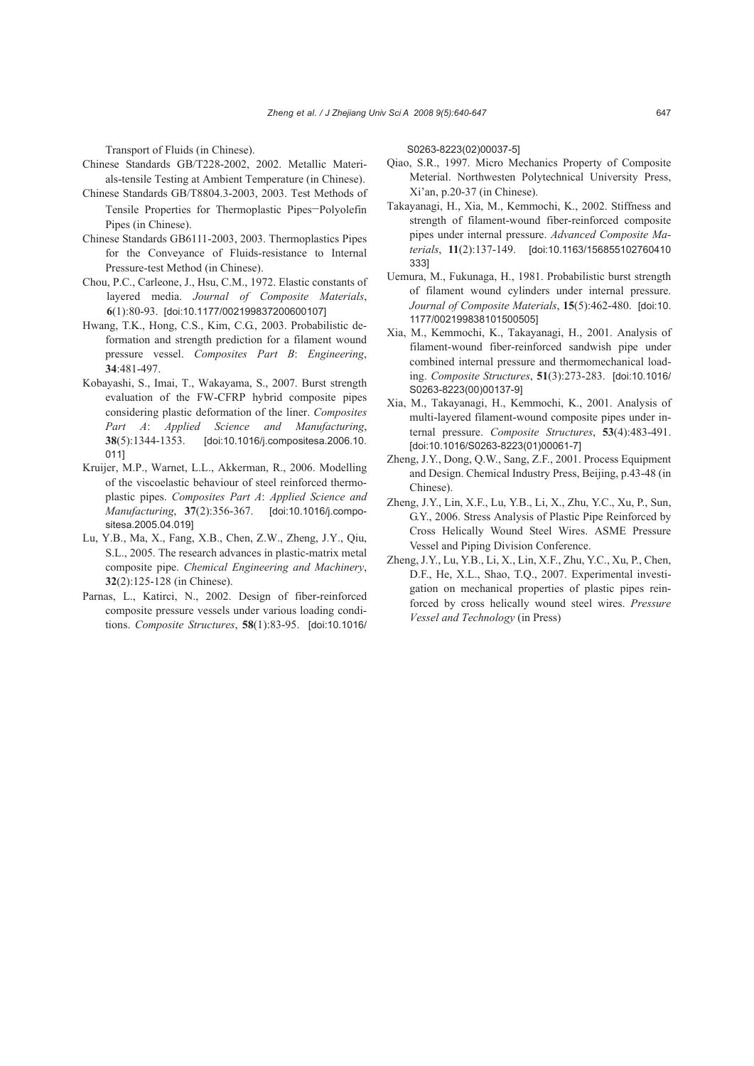Transport of Fluids (in Chinese).

Chinese Standards GB/T228-2002, 2002. Metallic Materials-tensile Testing at Ambient Temperature (in Chinese).

Chinese Standards GB/T8804.3-2003, 2003. Test Methods of Tensile Properties for Thermoplastic Pipes—Polyolefin Pipes (in Chinese).

Chinese Standards GB6111-2003, 2003. Thermoplastics Pipes for the Conveyance of Fluids-resistance to Internal Pressure-test Method (in Chinese).

Chou, P.C., Carleone, J., Hsu, C.M., 1972. Elastic constants of layered media. *Journal of Composite Materials*, **6**(1):80-93. [doi:10.1177/002199837200600107]

Hwang, T.K., Hong, C.S., Kim, C.G., 2003. Probabilistic deformation and strength prediction for a filament wound pressure vessel. *Composites Part B*: *Engineering*, **34**:481-497.

Kobayashi, S., Imai, T., Wakayama, S., 2007. Burst strength evaluation of the FW-CFRP hybrid composite pipes considering plastic deformation of the liner. *Composites Part A*: *Applied Science and Manufacturing*, **38**(5):1344-1353. [doi:10.1016/j.compositesa.2006.10.011]

Kruijer, M.P., Warnet, L.L., Akkerman, R., 2006. Modelling of the viscoelastic behaviour of steel reinforced thermoplastic pipes. *Composites Part A*: *Applied Science and Manufacturing*, **37**(2):356-367. [doi:10.1016/j.compositesa.2005.04.019]

Lu, Y.B., Ma, X., Fang, X.B., Chen, Z.W., Zheng, J.Y., Qiu, S.L., 2005. The research advances in plastic-matrix metal composite pipe. *Chemical Engineering and Machinery*, **32**(2):125-128 (in Chinese).

Parnas, L., Katirci, N., 2002. Design of fiber-reinforced composite pressure vessels under various loading conditions. *Composite Structures*, **58**(1):83-95. [doi:10.1016/S0263-8223(02)00037-5]

Qiao, S.R., 1997. Micro Mechanics Property of Composite Meterial. Northwesten Polytechnical University Press, Xi'an, p.20-37 (in Chinese).

Takayanagi, H., Xia, M., Kemmochi, K., 2002. Stiffness and strength of filament-wound fiber-reinforced composite pipes under internal pressure. *Advanced Composite Materials*, **11**(2):137-149. [doi:10.1163/156855102760410333]

Uemura, M., Fukunaga, H., 1981. Probabilistic burst strength of filament wound cylinders under internal pressure. *Journal of Composite Materials*, **15**(5):462-480. [doi:10.1177/002199838101500505]

Xia, M., Kemmochi, K., Takayanagi, H., 2001. Analysis of filament-wound fiber-reinforced sandwish pipe under combined internal pressure and thermomechanical loading. *Composite Structures*, **51**(3):273-283. [doi:10.1016/S0263-8223(00)00137-9]

Xia, M., Takayanagi, H., Kemmochi, K., 2001. Analysis of multi-layered filament-wound composite pipes under internal pressure. *Composite Structures*, **53**(4):483-491. [doi:10.1016/S0263-8223(01)00061-7]

Zheng, J.Y., Dong, Q.W., Sang, Z.F., 2001. Process Equipment and Design. Chemical Industry Press, Beijing, p.43-48 (in Chinese).

Zheng, J.Y., Lin, X.F., Lu, Y.B., Li, X., Zhu, Y.C., Xu, P., Sun, G.Y., 2006. Stress Analysis of Plastic Pipe Reinforced by Cross Helically Wound Steel Wires. ASME Pressure Vessel and Piping Division Conference.

Zheng, J.Y., Lu, Y.B., Li, X., Lin, X.F., Zhu, Y.C., Xu, P., Chen, D.F., He, X.L., Shao, T.Q., 2007. Experimental investigation on mechanical properties of plastic pipes reinforced by cross helically wound steel wires. *Pressure Vessel and Technology* (in Press)